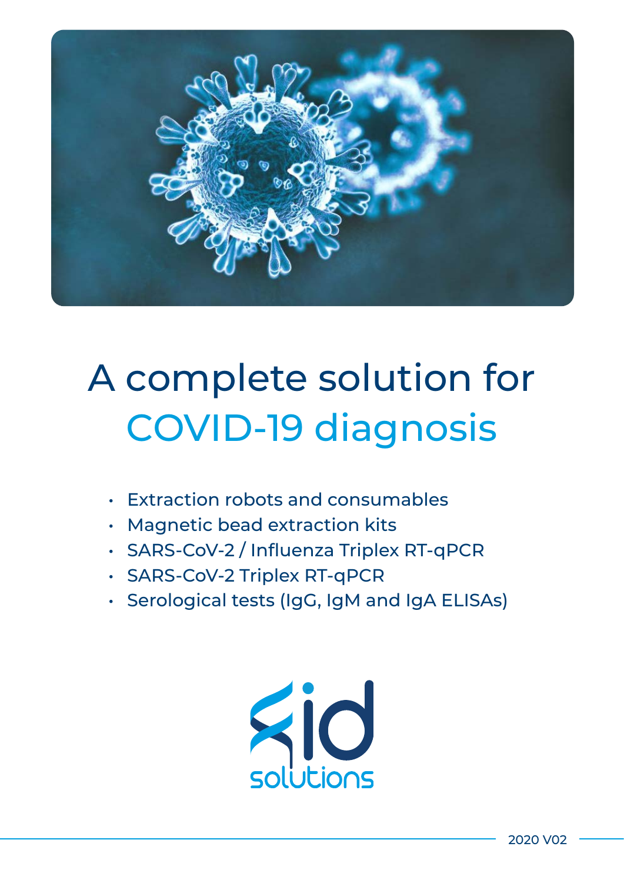# A complete solution for COVID-19 diagnosis

- Extraction robots and consumables
- Magnetic bead extraction kits
- SARS-CoV-2 / Influenza Triplex RT-qPCR
- SARS-CoV-2 Triplex RT-qPCR
- Serological tests (IgG, IgM and IgA ELISAs)

id solutions

2020 V02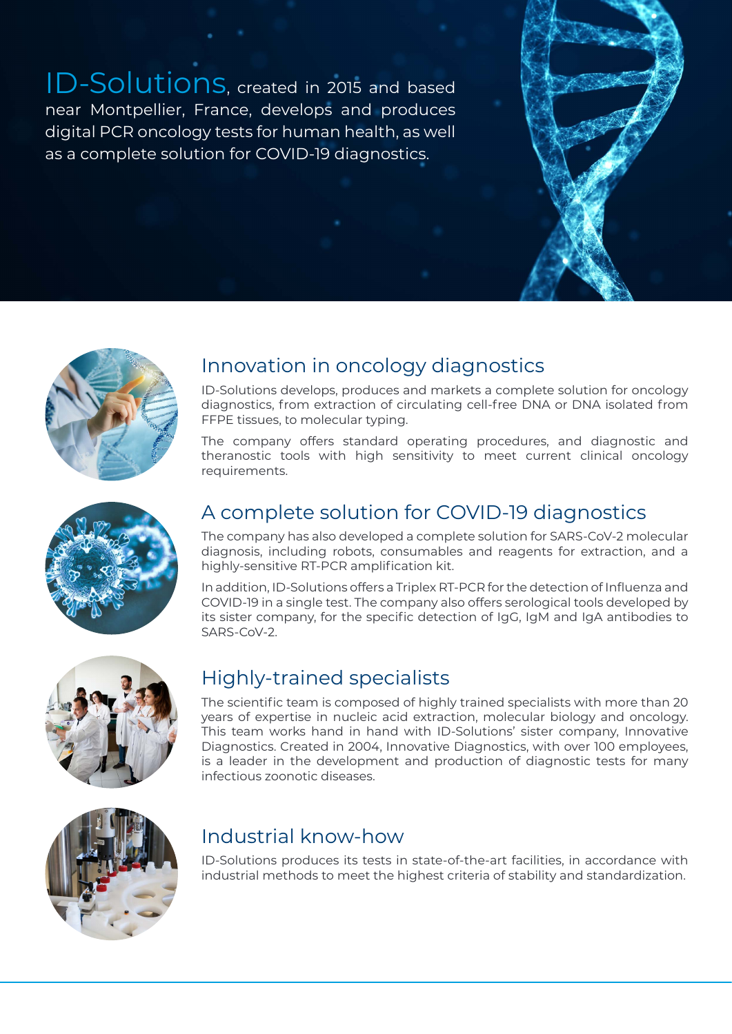**ID-Solutions**, created in 2015 and based near Montpellier, France, develops and produces digital PCR oncology tests for human health, as well as a complete solution for COVID-19 diagnostics.

## Innovation in oncology diagnostics

ID-Solutions develops, produces and markets a complete solution for oncology diagnostics, from extraction of circulating cell-free DNA or DNA isolated from FFPE tissues, to molecular typing.

The company offers standard operating procedures, and diagnostic and theranostic tools with high sensitivity to meet current clinical oncology requirements.

## A complete solution for COVID-19 diagnostics

The company has also developed a complete solution for SARS-CoV-2 molecular diagnosis, including robots, consumables and reagents for extraction, and a highly-sensitive RT-PCR amplification kit.

In addition, ID-Solutions offers a Triplex RT-PCR for the detection of Influenza and COVID-19 in a single test. The company also offers serological tools developed by its sister company, for the specific detection of IgG, IgM and IgA antibodies to SARS-CoV-2.

## Highly-trained specialists

The scientific team is composed of highly trained specialists with more than 20 years of expertise in nucleic acid extraction, molecular biology and oncology. This team works hand in hand with ID-Solutions' sister company, Innovative Diagnostics. Created in 2004, Innovative Diagnostics, with over 100 employees, is a leader in the development and production of diagnostic tests for many infectious zoonotic diseases.

## Industrial know-how

ID-Solutions produces its tests in state-of-the-art facilities, in accordance with industrial methods to meet the highest criteria of stability and standardization.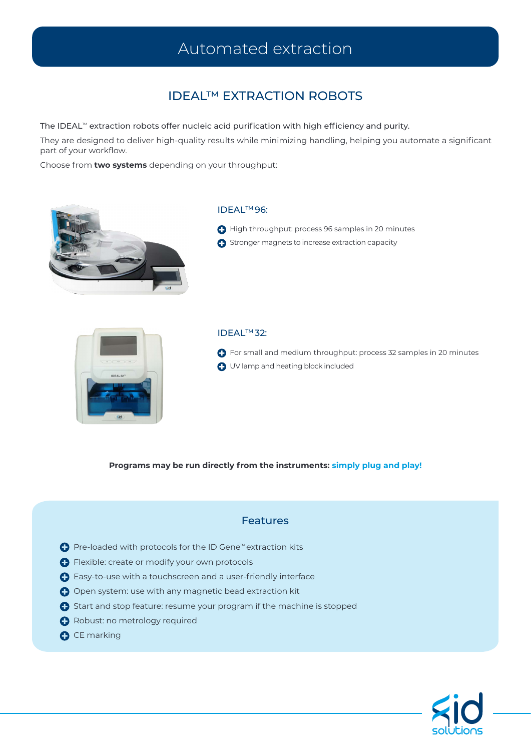# Automated extraction

## IDEAL™ EXTRACTION ROBOTS

The IDEAL™ extraction robots offer nucleic acid purification with high efficiency and purity.

They are designed to deliver high-quality results while minimizing handling, helping you automate a significant part of your workflow.

Choose from **two systems** depending on your throughput:

### IDEAL™ 96:

- High throughput: process 96 samples in 20 minutes
- Stronger magnets to increase extraction capacity

### IDEAL™ 32:

- For small and medium throughput: process 32 samples in 20 minutes
- UV lamp and heating block included

**Programs may be run directly from the instruments: simply plug and play!**

### Features

- Pre-loaded with protocols for the ID Gene™ extraction kits
- Flexible: create or modify your own protocols
- Easy-to-use with a touchscreen and a user-friendly interface
- Open system: use with any magnetic bead extraction kit
- Start and stop feature: resume your program if the machine is stopped
- Robust: no metrology required
- CE marking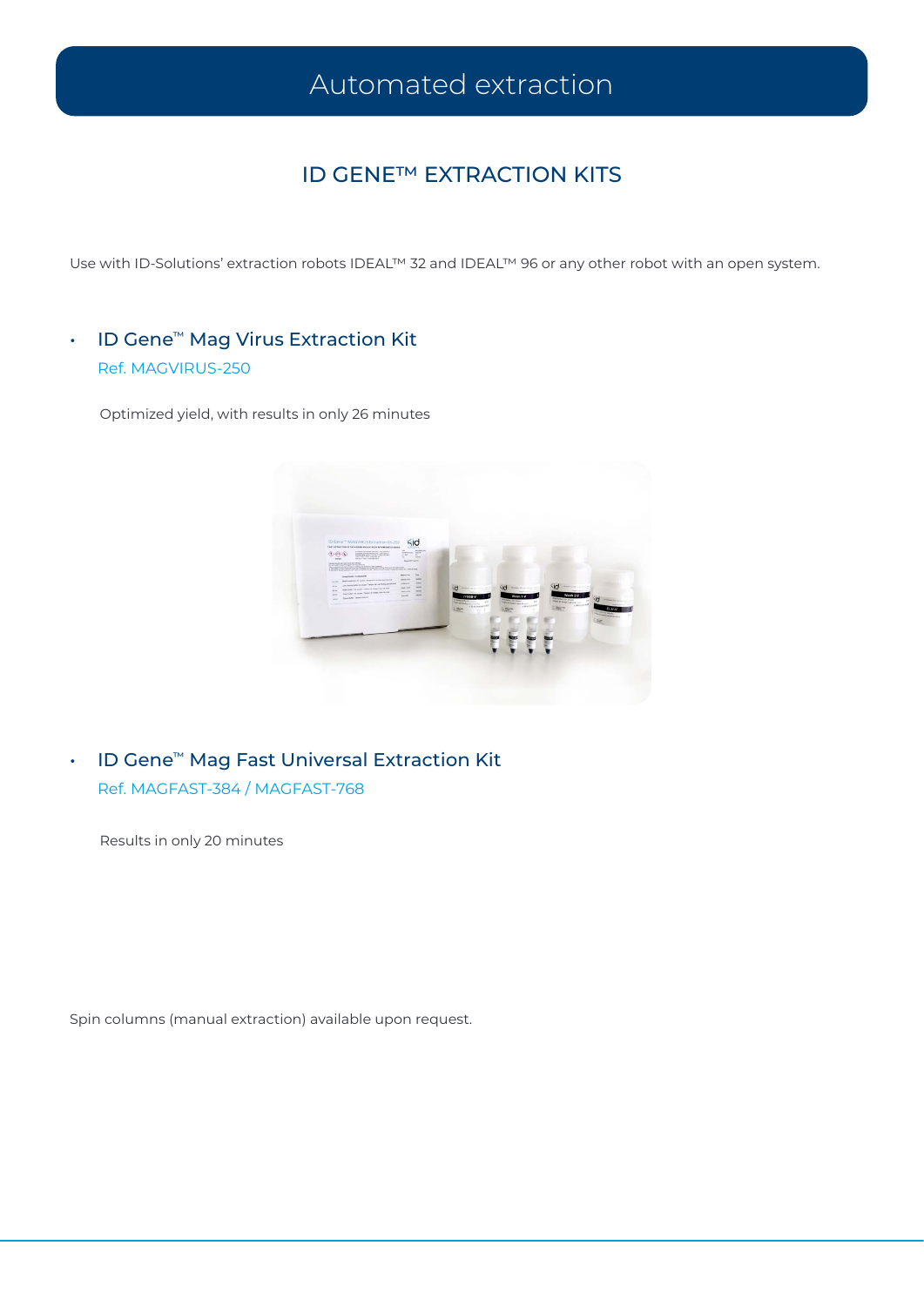# Automated extraction

## ID GENE™ EXTRACTION KITS

Use with ID-Solutions' extraction robots IDEAL™ 32 and IDEAL™ 96 or any other robot with an open system.

- ### ID Gene™ Mag Virus Extraction Kit

  Ref. MAGVIRUS-250

  Optimized yield, with results in only 26 minutes

- ### ID Gene™ Mag Fast Universal Extraction Kit

  Ref. MAGFAST-384 / MAGFAST-768

  Results in only 20 minutes

Spin columns (manual extraction) available upon request.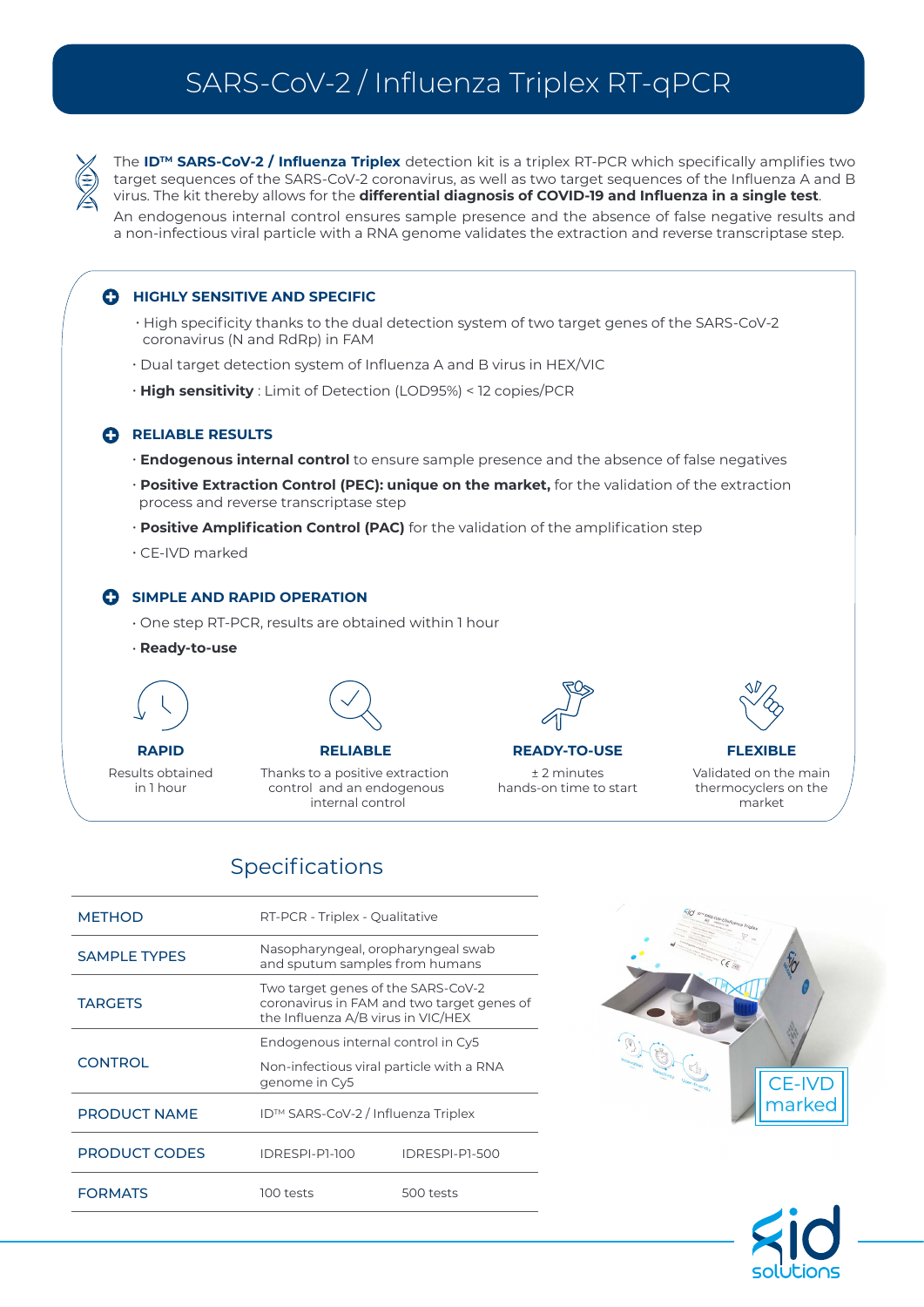# SARS-CoV-2 / Influenza Triplex RT-qPCR

The **ID™ SARS-CoV-2 / Influenza Triplex** detection kit is a triplex RT-PCR which specifically amplifies two target sequences of the SARS-CoV-2 coronavirus, as well as two target sequences of the Influenza A and B virus. The kit thereby allows for the **differential diagnosis of COVID-19 and Influenza in a single test**.

An endogenous internal control ensures sample presence and the absence of false negative results and a non-infectious viral particle with a RNA genome validates the extraction and reverse transcriptase step.

### HIGHLY SENSITIVE AND SPECIFIC

- High specificity thanks to the dual detection system of two target genes of the SARS-CoV-2 coronavirus (N and RdRp) in FAM
- Dual target detection system of Influenza A and B virus in HEX/VIC
- **High sensitivity** : Limit of Detection (LOD95%) < 12 copies/PCR

### RELIABLE RESULTS

- **Endogenous internal control** to ensure sample presence and the absence of false negatives
- **Positive Extraction Control (PEC): unique on the market,** for the validation of the extraction process and reverse transcriptase step
- **Positive Amplification Control (PAC)** for the validation of the amplification step
- CE-IVD marked

### SIMPLE AND RAPID OPERATION

- One step RT-PCR, results are obtained within 1 hour
- **Ready-to-use**

**RAPID**
Results obtained in 1 hour

**RELIABLE**
Thanks to a positive extraction control and an endogenous internal control

**READY-TO-USE**
± 2 minutes hands-on time to start

**FLEXIBLE**
Validated on the main thermocyclers on the market

## Specifications

| | | |
|---|---|---|
| METHOD | RT-PCR - Triplex - Qualitative | |
| SAMPLE TYPES | Nasopharyngeal, oropharyngeal swab and sputum samples from humans | |
| TARGETS | Two target genes of the SARS-CoV-2 coronavirus in FAM and two target genes of the Influenza A/B virus in VIC/HEX | |
| CONTROL | Endogenous internal control in Cy5<br>Non-infectious viral particle with a RNA genome in Cy5 | |
| PRODUCT NAME | ID™ SARS-CoV-2 / Influenza Triplex | |
| PRODUCT CODES | IDRESPI-P1-100 | IDRESPI-P1-500 |
| FORMATS | 100 tests | 500 tests |

CE-IVD marked

id solutions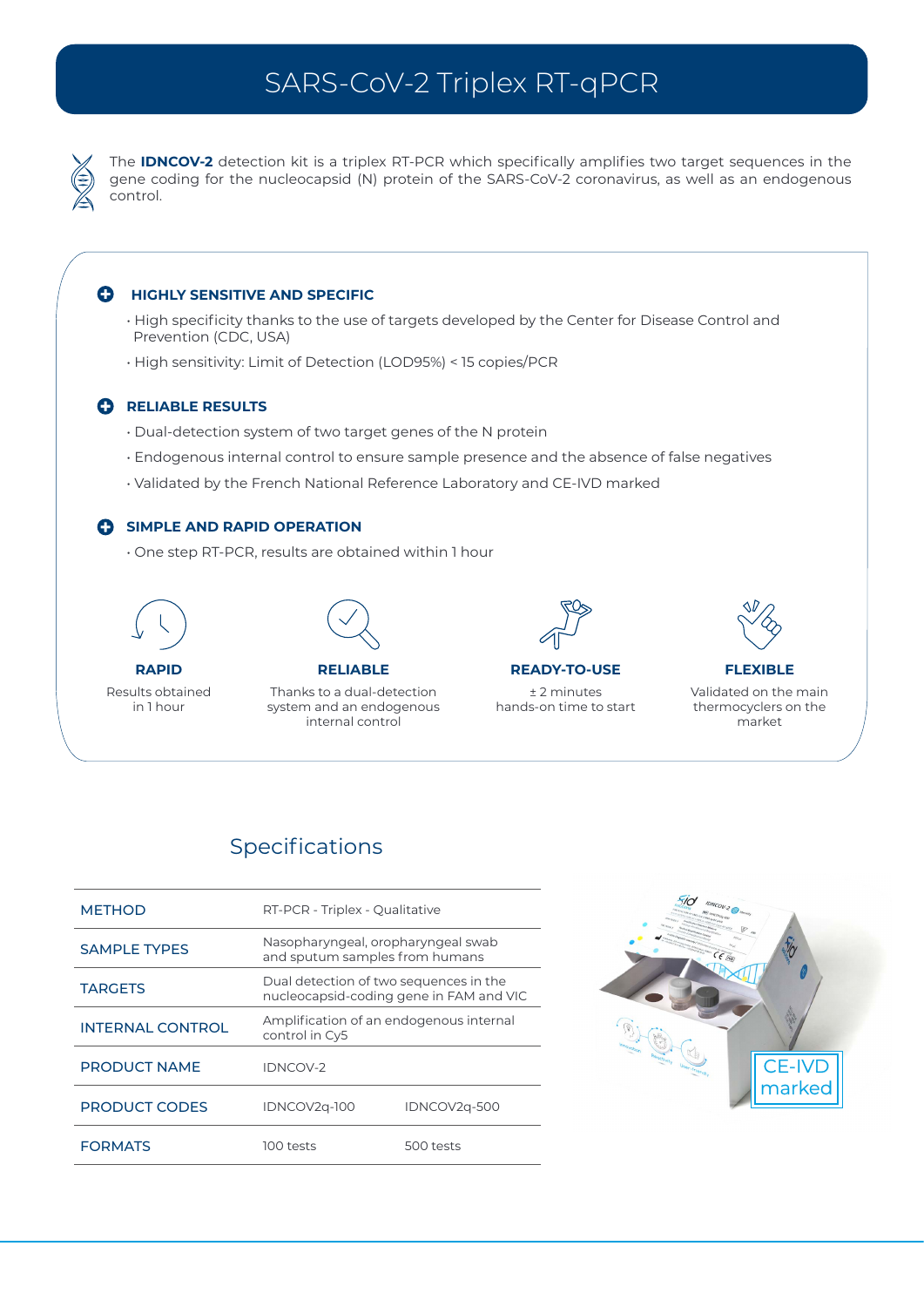# SARS-CoV-2 Triplex RT-qPCR

The **IDNCOV-2** detection kit is a triplex RT-PCR which specifically amplifies two target sequences in the gene coding for the nucleocapsid (N) protein of the SARS-CoV-2 coronavirus, as well as an endogenous control.

### HIGHLY SENSITIVE AND SPECIFIC

- High specificity thanks to the use of targets developed by the Center for Disease Control and Prevention (CDC, USA)
- High sensitivity: Limit of Detection (LOD95%) < 15 copies/PCR

### RELIABLE RESULTS

- Dual-detection system of two target genes of the N protein
- Endogenous internal control to ensure sample presence and the absence of false negatives
- Validated by the French National Reference Laboratory and CE-IVD marked

### SIMPLE AND RAPID OPERATION

- One step RT-PCR, results are obtained within 1 hour

**RAPID**
Results obtained in 1 hour

**RELIABLE**
Thanks to a dual-detection system and an endogenous internal control

**READY-TO-USE**
± 2 minutes hands-on time to start

**FLEXIBLE**
Validated on the main thermocyclers on the market

## Specifications

| | | |
|---|---|---|
| METHOD | RT-PCR - Triplex - Qualitative | |
| SAMPLE TYPES | Nasopharyngeal, oropharyngeal swab and sputum samples from humans | |
| TARGETS | Dual detection of two sequences in the nucleocapsid-coding gene in FAM and VIC | |
| INTERNAL CONTROL | Amplification of an endogenous internal control in Cy5 | |
| PRODUCT NAME | IDNCOV-2 | |
| PRODUCT CODES | IDNCOV2q-100 | IDNCOV2q-500 |
| FORMATS | 100 tests | 500 tests |

CE-IVD marked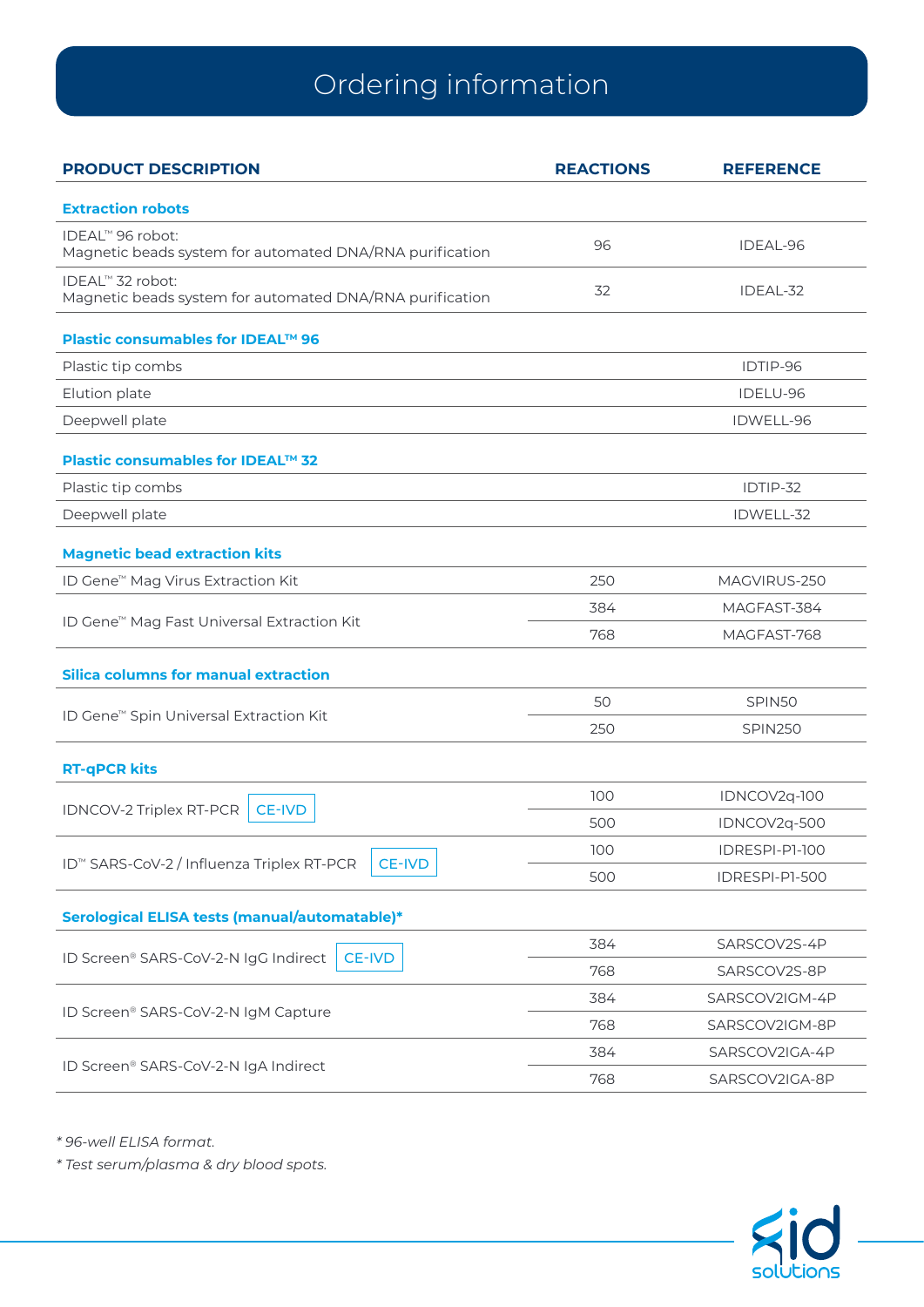# Ordering information

| PRODUCT DESCRIPTION | REACTIONS | REFERENCE |
|---|---|---|
| **Extraction robots** | | |
| IDEAL™ 96 robot: Magnetic beads system for automated DNA/RNA purification | 96 | IDEAL-96 |
| IDEAL™ 32 robot: Magnetic beads system for automated DNA/RNA purification | 32 | IDEAL-32 |
| **Plastic consumables for IDEAL™ 96** | | |
| Plastic tip combs | | IDTIP-96 |
| Elution plate | | IDELU-96 |
| Deepwell plate | | IDWELL-96 |
| **Plastic consumables for IDEAL™ 32** | | |
| Plastic tip combs | | IDTIP-32 |
| Deepwell plate | | IDWELL-32 |
| **Magnetic bead extraction kits** | | |
| ID Gene™ Mag Virus Extraction Kit | 250 | MAGVIRUS-250 |
| ID Gene™ Mag Fast Universal Extraction Kit | 384 | MAGFAST-384 |
| | 768 | MAGFAST-768 |
| **Silica columns for manual extraction** | | |
| ID Gene™ Spin Universal Extraction Kit | 50 | SPIN50 |
| | 250 | SPIN250 |
| **RT-qPCR kits** | | |
| IDNCOV-2 Triplex RT-PCR CE-IVD | 100 | IDNCOV2q-100 |
| | 500 | IDNCOV2q-500 |
| ID™ SARS-CoV-2 / Influenza Triplex RT-PCR CE-IVD | 100 | IDRESPI-P1-100 |
| | 500 | IDRESPI-P1-500 |
| **Serological ELISA tests (manual/automatable)*** | | |
| ID Screen® SARS-CoV-2-N IgG Indirect CE-IVD | 384 | SARSCOV2S-4P |
| | 768 | SARSCOV2S-8P |
| ID Screen® SARS-CoV-2-N IgM Capture | 384 | SARSCOV2IGM-4P |
| | 768 | SARSCOV2IGM-8P |
| ID Screen® SARS-CoV-2-N IgA Indirect | 384 | SARSCOV2IGA-4P |
| | 768 | SARSCOV2IGA-8P |

*\* 96-well ELISA format.*

*\* Test serum/plasma & dry blood spots.*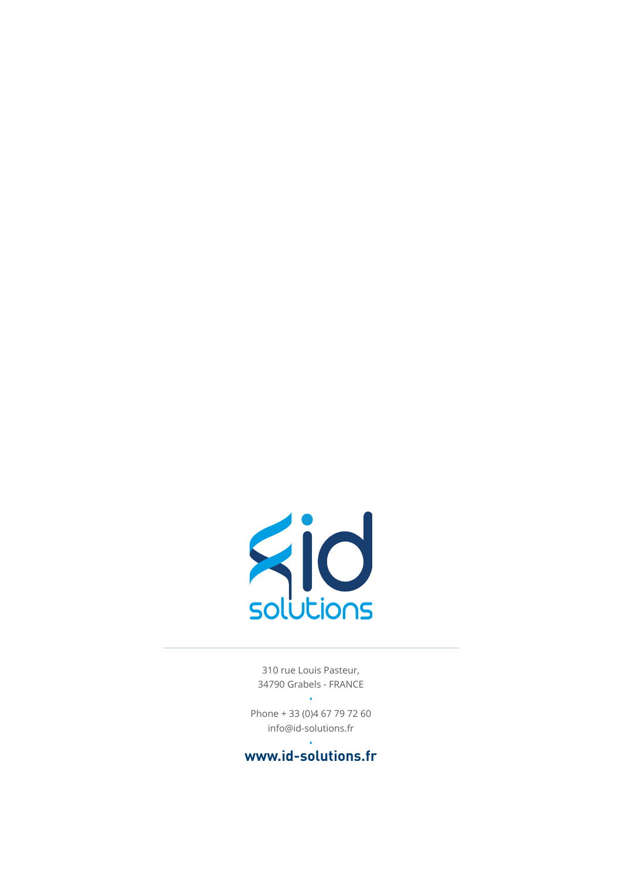id solutions

310 rue Louis Pasteur,
34790 Grabels - FRANCE

Phone + 33 (0)4 67 79 72 60
info@id-solutions.fr

**www.id-solutions.fr**